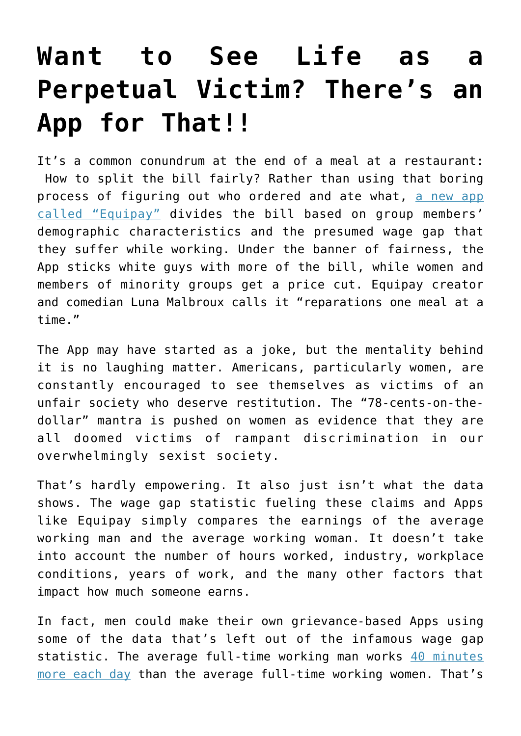# Want to See Life as a Perpetual Victim? There's an App for That!!

It's a common conundrum at the end of a meal at a restaurant: How to split the bill fairly? Rather than using that boring process of figuring out who ordered and ate what, [a new app called "Equipay"](#) divides the bill based on group members' demographic characteristics and the presumed wage gap that they suffer while working. Under the banner of fairness, the App sticks white guys with more of the bill, while women and members of minority groups get a price cut. Equipay creator and comedian Luna Malbroux calls it "reparations one meal at a time."

The App may have started as a joke, but the mentality behind it is no laughing matter. Americans, particularly women, are constantly encouraged to see themselves as victims of an unfair society who deserve restitution. The "78-cents-on-the-dollar" mantra is pushed on women as evidence that they are all doomed victims of rampant discrimination in our overwhelmingly sexist society.

That's hardly empowering. It also just isn't what the data shows. The wage gap statistic fueling these claims and Apps like Equipay simply compares the earnings of the average working man and the average working woman. It doesn't take into account the number of hours worked, industry, workplace conditions, years of work, and the many other factors that impact how much someone earns.

In fact, men could make their own grievance-based Apps using some of the data that's left out of the infamous wage gap statistic. The average full-time working man works [40 minutes more each day](#) than the average full-time working women. That's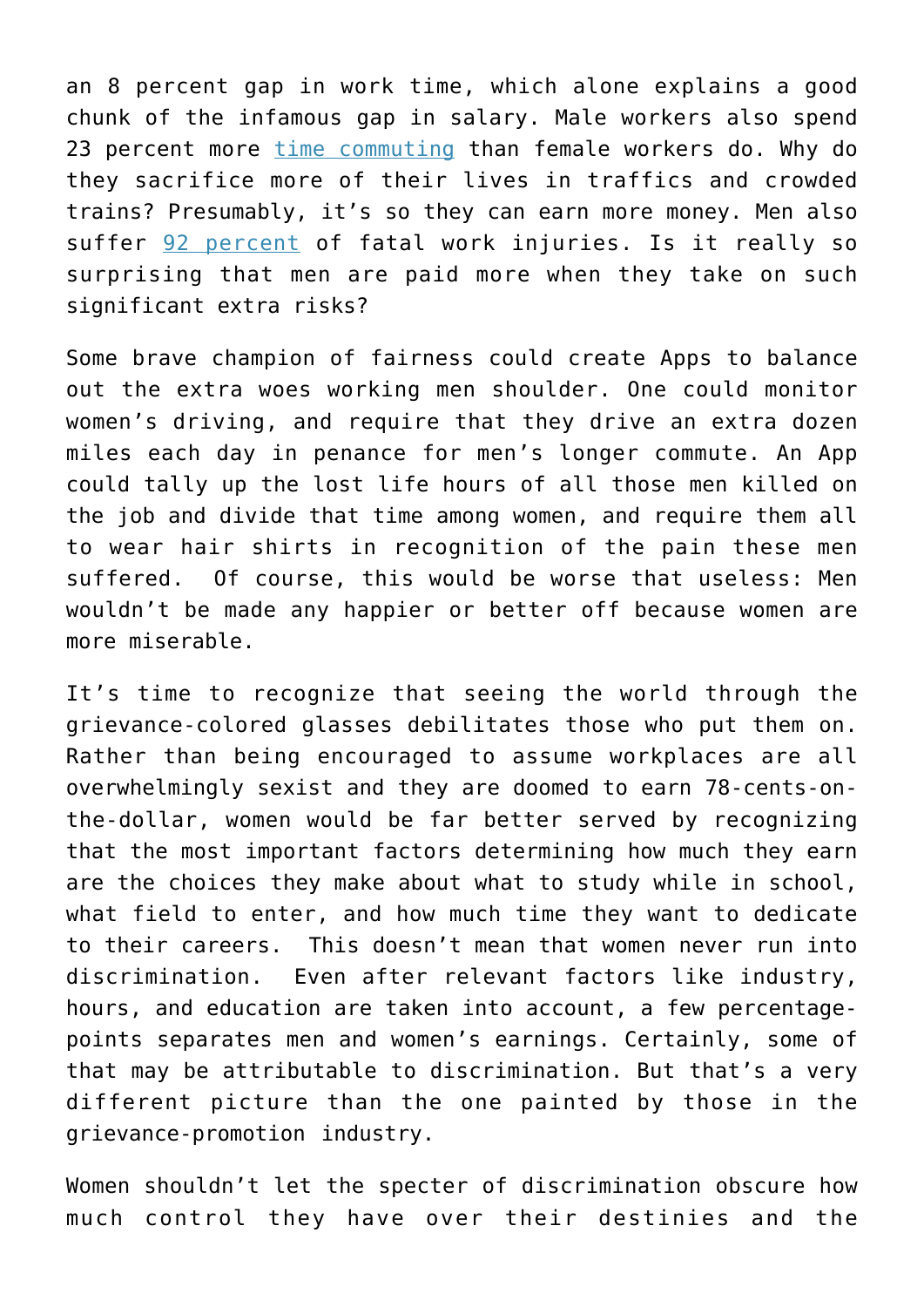an 8 percent gap in work time, which alone explains a good chunk of the infamous gap in salary. Male workers also spend 23 percent more time commuting than female workers do. Why do they sacrifice more of their lives in traffics and crowded trains? Presumably, it's so they can earn more money. Men also suffer 92 percent of fatal work injuries. Is it really so surprising that men are paid more when they take on such significant extra risks?

Some brave champion of fairness could create Apps to balance out the extra woes working men shoulder. One could monitor women's driving, and require that they drive an extra dozen miles each day in penance for men's longer commute. An App could tally up the lost life hours of all those men killed on the job and divide that time among women, and require them all to wear hair shirts in recognition of the pain these men suffered.  Of course, this would be worse that useless: Men wouldn't be made any happier or better off because women are more miserable.

It's time to recognize that seeing the world through the grievance-colored glasses debilitates those who put them on. Rather than being encouraged to assume workplaces are all overwhelmingly sexist and they are doomed to earn 78-cents-on-the-dollar, women would be far better served by recognizing that the most important factors determining how much they earn are the choices they make about what to study while in school, what field to enter, and how much time they want to dedicate to their careers.  This doesn't mean that women never run into discrimination.  Even after relevant factors like industry, hours, and education are taken into account, a few percentage-points separates men and women's earnings. Certainly, some of that may be attributable to discrimination. But that's a very different picture than the one painted by those in the grievance-promotion industry.

Women shouldn't let the specter of discrimination obscure how much control they have over their destinies and the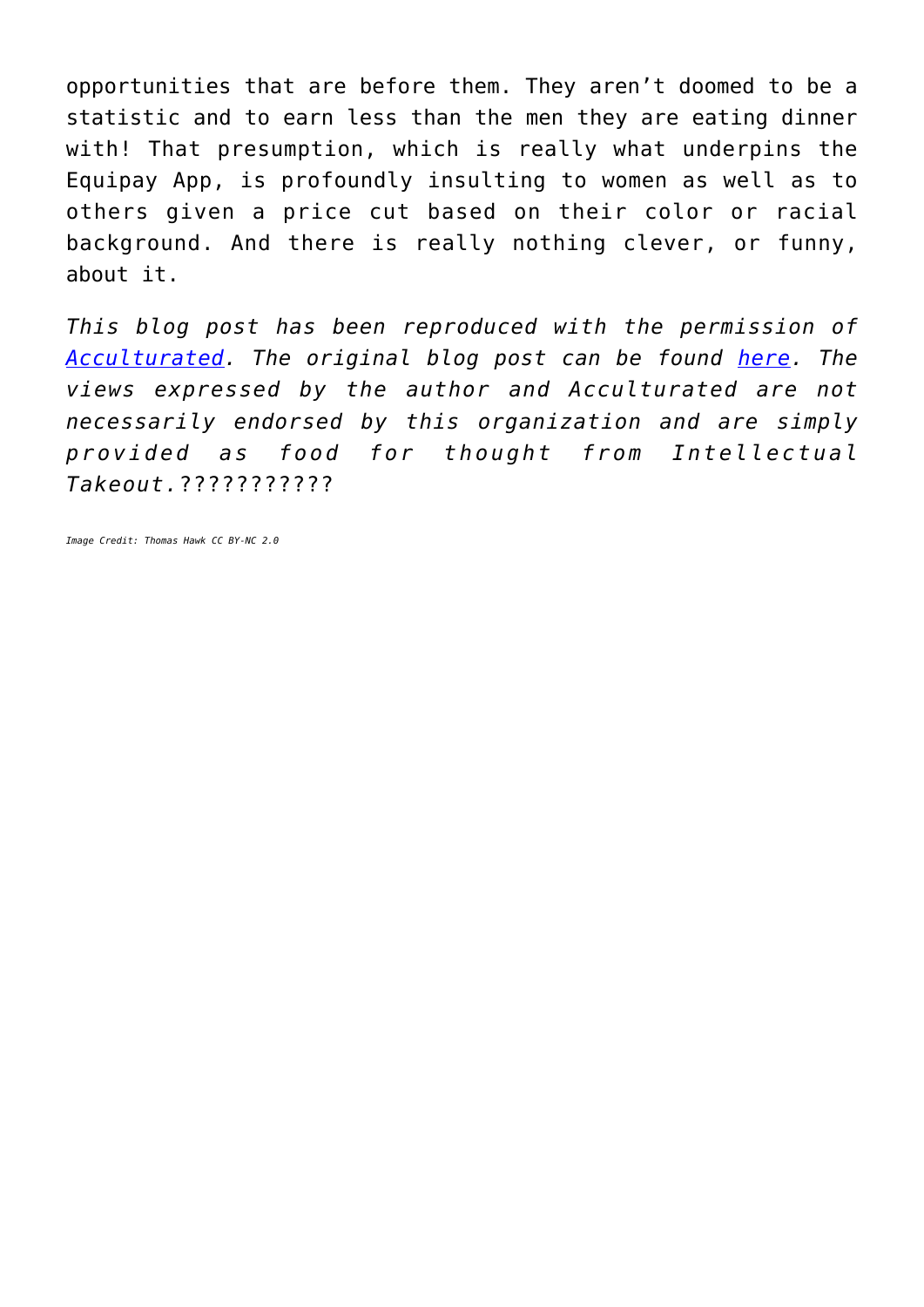opportunities that are before them. They aren't doomed to be a statistic and to earn less than the men they are eating dinner with! That presumption, which is really what underpins the Equipay App, is profoundly insulting to women as well as to others given a price cut based on their color or racial background. And there is really nothing clever, or funny, about it.

*This blog post has been reproduced with the permission of [Acculturated](). The original blog post can be found [here](). The views expressed by the author and Acculturated are not necessarily endorsed by this organization and are simply provided as food for thought from Intellectual Takeout.*???????????

*Image Credit: Thomas Hawk CC BY-NC 2.0*